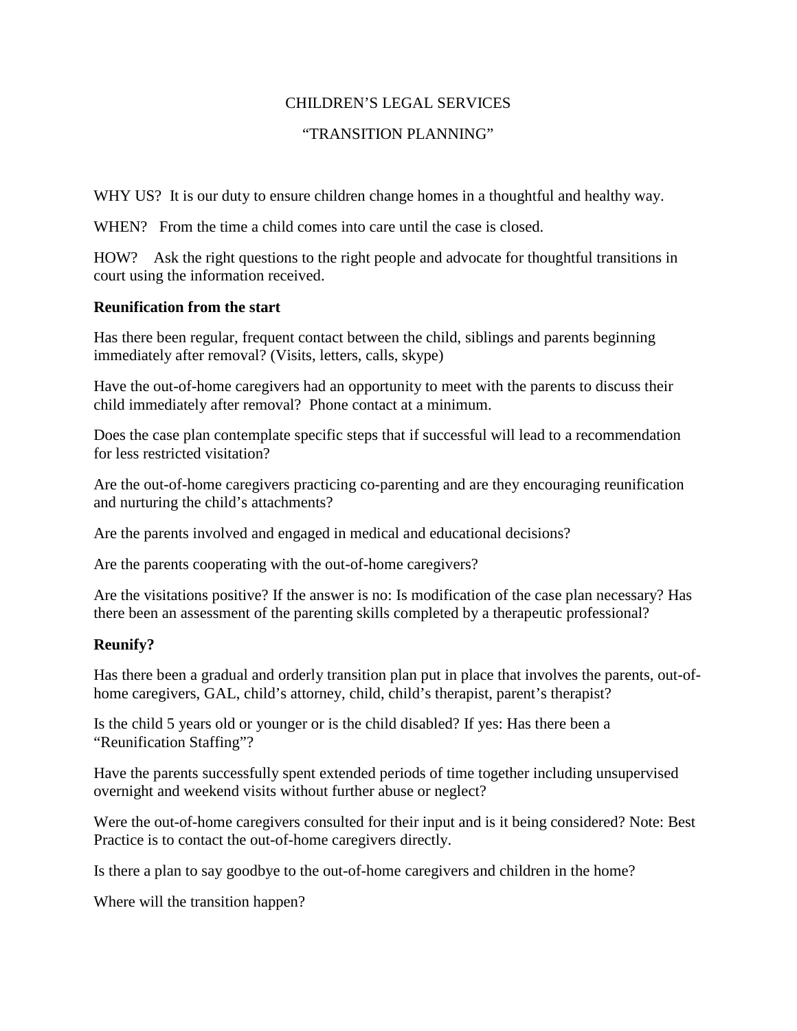# CHILDREN'S LEGAL SERVICES

## "TRANSITION PLANNING"

WHY US? It is our duty to ensure children change homes in a thoughtful and healthy way.

WHEN? From the time a child comes into care until the case is closed.

HOW? Ask the right questions to the right people and advocate for thoughtful transitions in court using the information received.

**Reunification from the start**

Has there been regular, frequent contact between the child, siblings and parents beginning immediately after removal? (Visits, letters, calls, skype)

Have the out-of-home caregivers had an opportunity to meet with the parents to discuss their child immediately after removal? Phone contact at a minimum.

Does the case plan contemplate specific steps that if successful will lead to a recommendation for less restricted visitation?

Are the out-of-home caregivers practicing co-parenting and are they encouraging reunification and nurturing the child's attachments?

Are the parents involved and engaged in medical and educational decisions?

Are the parents cooperating with the out-of-home caregivers?

Are the visitations positive? If the answer is no: Is modification of the case plan necessary? Has there been an assessment of the parenting skills completed by a therapeutic professional?

**Reunify?**

Has there been a gradual and orderly transition plan put in place that involves the parents, out-of-home caregivers, GAL, child's attorney, child, child's therapist, parent's therapist?

Is the child 5 years old or younger or is the child disabled? If yes: Has there been a "Reunification Staffing"?

Have the parents successfully spent extended periods of time together including unsupervised overnight and weekend visits without further abuse or neglect?

Were the out-of-home caregivers consulted for their input and is it being considered? Note: Best Practice is to contact the out-of-home caregivers directly.

Is there a plan to say goodbye to the out-of-home caregivers and children in the home?

Where will the transition happen?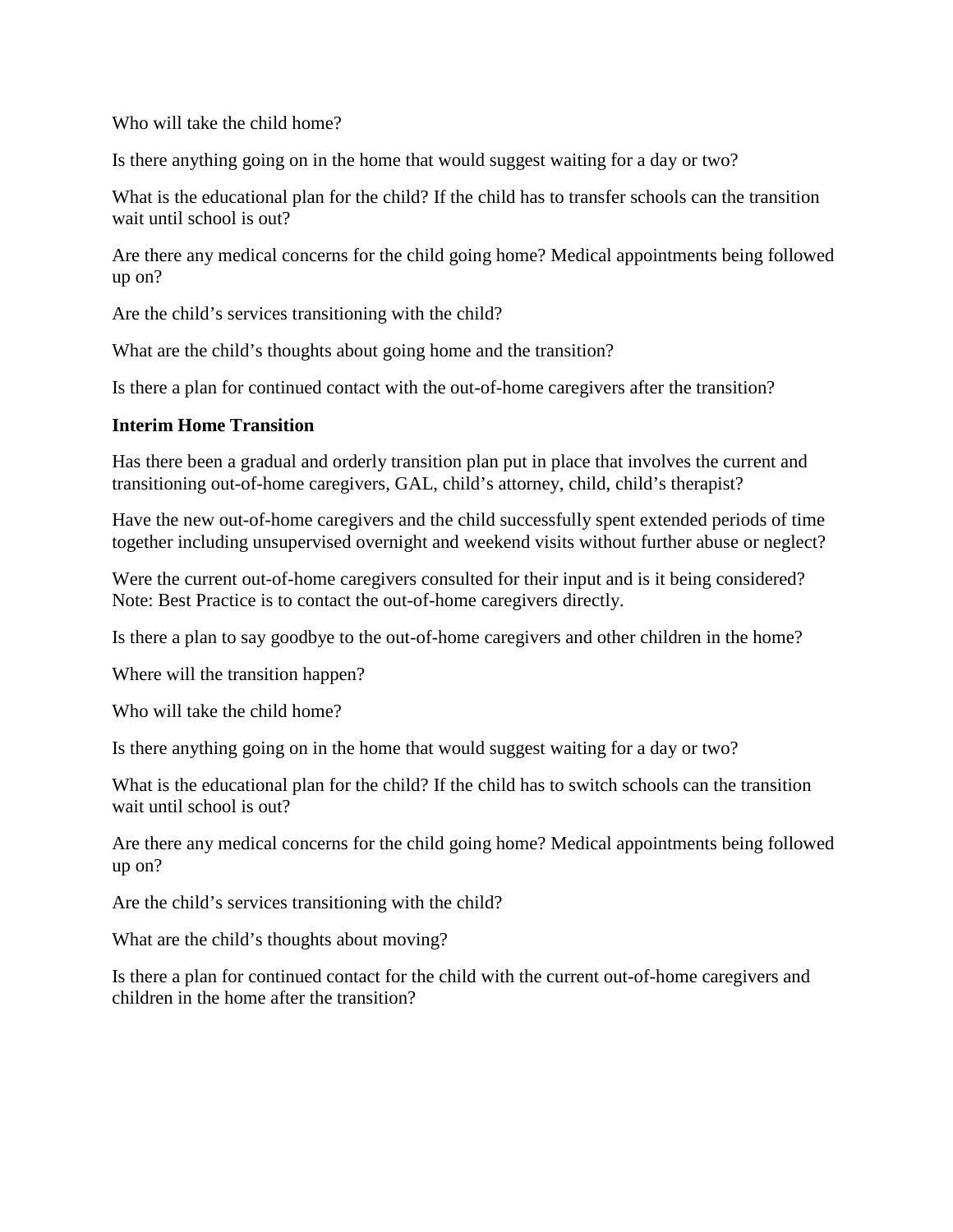Who will take the child home?

Is there anything going on in the home that would suggest waiting for a day or two?

What is the educational plan for the child? If the child has to transfer schools can the transition wait until school is out?

Are there any medical concerns for the child going home? Medical appointments being followed up on?

Are the child's services transitioning with the child?

What are the child's thoughts about going home and the transition?

Is there a plan for continued contact with the out-of-home caregivers after the transition?

**Interim Home Transition**

Has there been a gradual and orderly transition plan put in place that involves the current and transitioning out-of-home caregivers, GAL, child's attorney, child, child's therapist?

Have the new out-of-home caregivers and the child successfully spent extended periods of time together including unsupervised overnight and weekend visits without further abuse or neglect?

Were the current out-of-home caregivers consulted for their input and is it being considered? Note: Best Practice is to contact the out-of-home caregivers directly.

Is there a plan to say goodbye to the out-of-home caregivers and other children in the home?

Where will the transition happen?

Who will take the child home?

Is there anything going on in the home that would suggest waiting for a day or two?

What is the educational plan for the child? If the child has to switch schools can the transition wait until school is out?

Are there any medical concerns for the child going home? Medical appointments being followed up on?

Are the child's services transitioning with the child?

What are the child's thoughts about moving?

Is there a plan for continued contact for the child with the current out-of-home caregivers and children in the home after the transition?